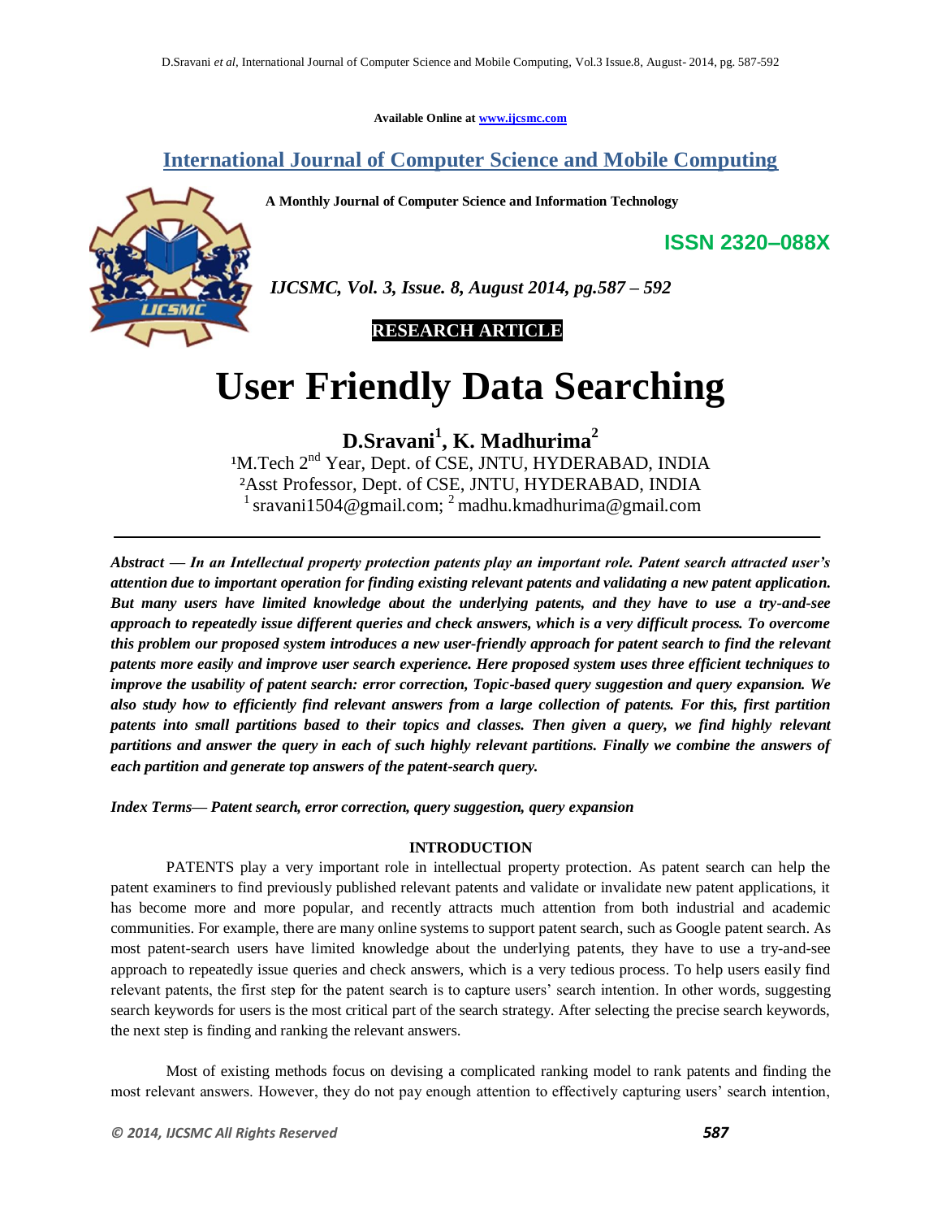Available Online at www.ijcsmc.com

# International Journal of Computer Science and Mobile Computing

**A Monthly Journal of Computer Science and Information Technology**

**ISSN 2320–088X**

*IJCSMC, Vol. 3, Issue. 8, August 2014, pg.587 – 592*

**RESEARCH ARTICLE**

# User Friendly Data Searching

**D.Sravani[1], K. Madhurima[2]**

[1]M.Tech 2nd Year, Dept. of CSE, JNTU, HYDERABAD, INDIA
[2]Asst Professor, Dept. of CSE, JNTU, HYDERABAD, INDIA
[1] sravani1504@gmail.com; [2] madhu.kmadhurima@gmail.com

***Abstract — In an Intellectual property protection patents play an important role. Patent search attracted user's attention due to important operation for finding existing relevant patents and validating a new patent application. But many users have limited knowledge about the underlying patents, and they have to use a try-and-see approach to repeatedly issue different queries and check answers, which is a very difficult process. To overcome this problem our proposed system introduces a new user-friendly approach for patent search to find the relevant patents more easily and improve user search experience. Here proposed system uses three efficient techniques to improve the usability of patent search: error correction, Topic-based query suggestion and query expansion. We also study how to efficiently find relevant answers from a large collection of patents. For this, first partition patents into small partitions based to their topics and classes. Then given a query, we find highly relevant partitions and answer the query in each of such highly relevant partitions. Finally we combine the answers of each partition and generate top answers of the patent-search query.***

***Index Terms— Patent search, error correction, query suggestion, query expansion***

## INTRODUCTION

PATENTS play a very important role in intellectual property protection. As patent search can help the patent examiners to find previously published relevant patents and validate or invalidate new patent applications, it has become more and more popular, and recently attracts much attention from both industrial and academic communities. For example, there are many online systems to support patent search, such as Google patent search. As most patent-search users have limited knowledge about the underlying patents, they have to use a try-and-see approach to repeatedly issue queries and check answers, which is a very tedious process. To help users easily find relevant patents, the first step for the patent search is to capture users' search intention. In other words, suggesting search keywords for users is the most critical part of the search strategy. After selecting the precise search keywords, the next step is finding and ranking the relevant answers.

Most of existing methods focus on devising a complicated ranking model to rank patents and finding the most relevant answers. However, they do not pay enough attention to effectively capturing users' search intention,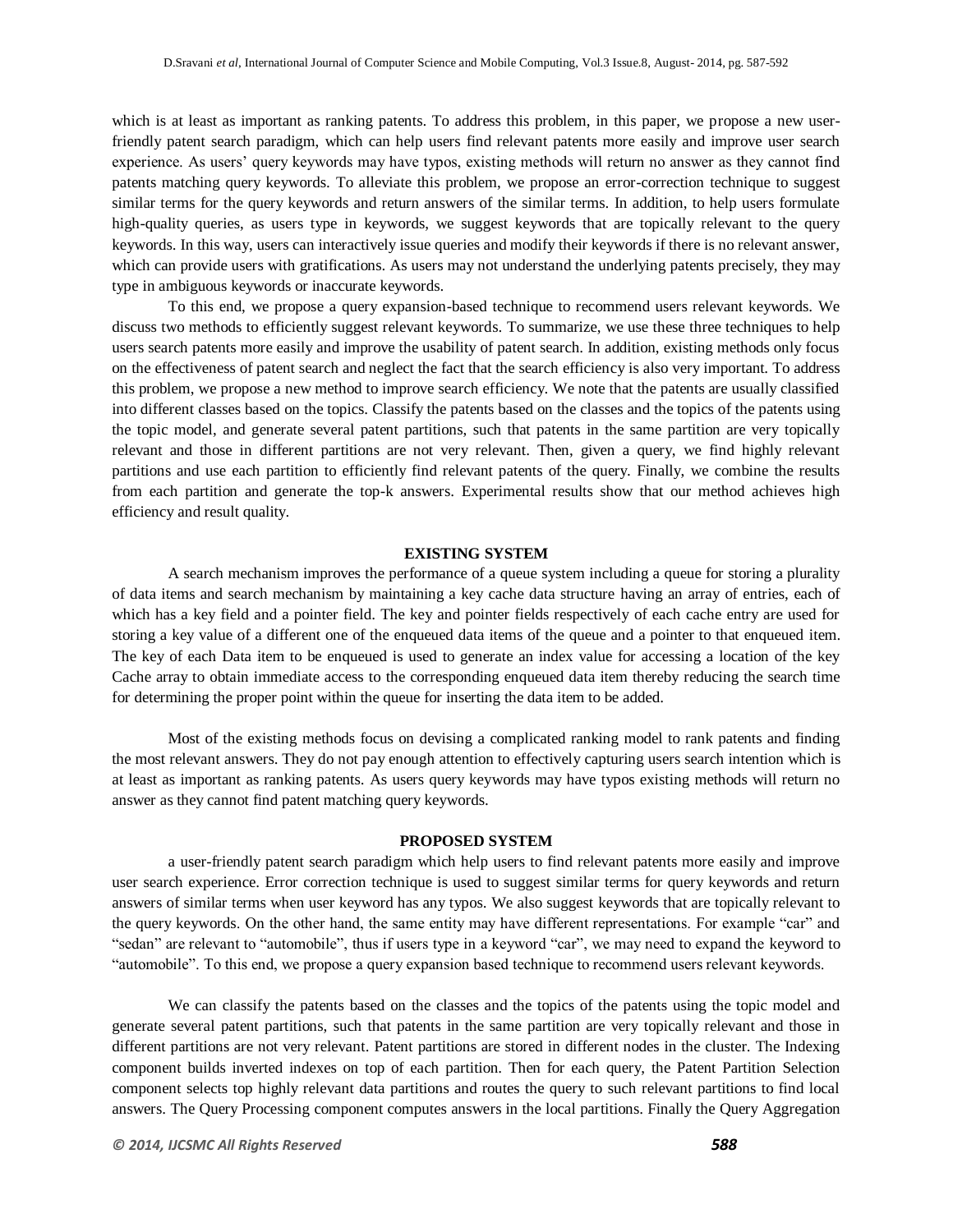which is at least as important as ranking patents. To address this problem, in this paper, we propose a new user-friendly patent search paradigm, which can help users find relevant patents more easily and improve user search experience. As users' query keywords may have typos, existing methods will return no answer as they cannot find patents matching query keywords. To alleviate this problem, we propose an error-correction technique to suggest similar terms for the query keywords and return answers of the similar terms. In addition, to help users formulate high-quality queries, as users type in keywords, we suggest keywords that are topically relevant to the query keywords. In this way, users can interactively issue queries and modify their keywords if there is no relevant answer, which can provide users with gratifications. As users may not understand the underlying patents precisely, they may type in ambiguous keywords or inaccurate keywords.

To this end, we propose a query expansion-based technique to recommend users relevant keywords. We discuss two methods to efficiently suggest relevant keywords. To summarize, we use these three techniques to help users search patents more easily and improve the usability of patent search. In addition, existing methods only focus on the effectiveness of patent search and neglect the fact that the search efficiency is also very important. To address this problem, we propose a new method to improve search efficiency. We note that the patents are usually classified into different classes based on the topics. Classify the patents based on the classes and the topics of the patents using the topic model, and generate several patent partitions, such that patents in the same partition are very topically relevant and those in different partitions are not very relevant. Then, given a query, we find highly relevant partitions and use each partition to efficiently find relevant patents of the query. Finally, we combine the results from each partition and generate the top-k answers. Experimental results show that our method achieves high efficiency and result quality.

## EXISTING SYSTEM

A search mechanism improves the performance of a queue system including a queue for storing a plurality of data items and search mechanism by maintaining a key cache data structure having an array of entries, each of which has a key field and a pointer field. The key and pointer fields respectively of each cache entry are used for storing a key value of a different one of the enqueued data items of the queue and a pointer to that enqueued item. The key of each Data item to be enqueued is used to generate an index value for accessing a location of the key Cache array to obtain immediate access to the corresponding enqueued data item thereby reducing the search time for determining the proper point within the queue for inserting the data item to be added.

Most of the existing methods focus on devising a complicated ranking model to rank patents and finding the most relevant answers. They do not pay enough attention to effectively capturing users search intention which is at least as important as ranking patents. As users query keywords may have typos existing methods will return no answer as they cannot find patent matching query keywords.

## PROPOSED SYSTEM

a user-friendly patent search paradigm which help users to find relevant patents more easily and improve user search experience. Error correction technique is used to suggest similar terms for query keywords and return answers of similar terms when user keyword has any typos. We also suggest keywords that are topically relevant to the query keywords. On the other hand, the same entity may have different representations. For example "car" and "sedan" are relevant to "automobile", thus if users type in a keyword "car", we may need to expand the keyword to "automobile". To this end, we propose a query expansion based technique to recommend users relevant keywords.

We can classify the patents based on the classes and the topics of the patents using the topic model and generate several patent partitions, such that patents in the same partition are very topically relevant and those in different partitions are not very relevant. Patent partitions are stored in different nodes in the cluster. The Indexing component builds inverted indexes on top of each partition. Then for each query, the Patent Partition Selection component selects top highly relevant data partitions and routes the query to such relevant partitions to find local answers. The Query Processing component computes answers in the local partitions. Finally the Query Aggregation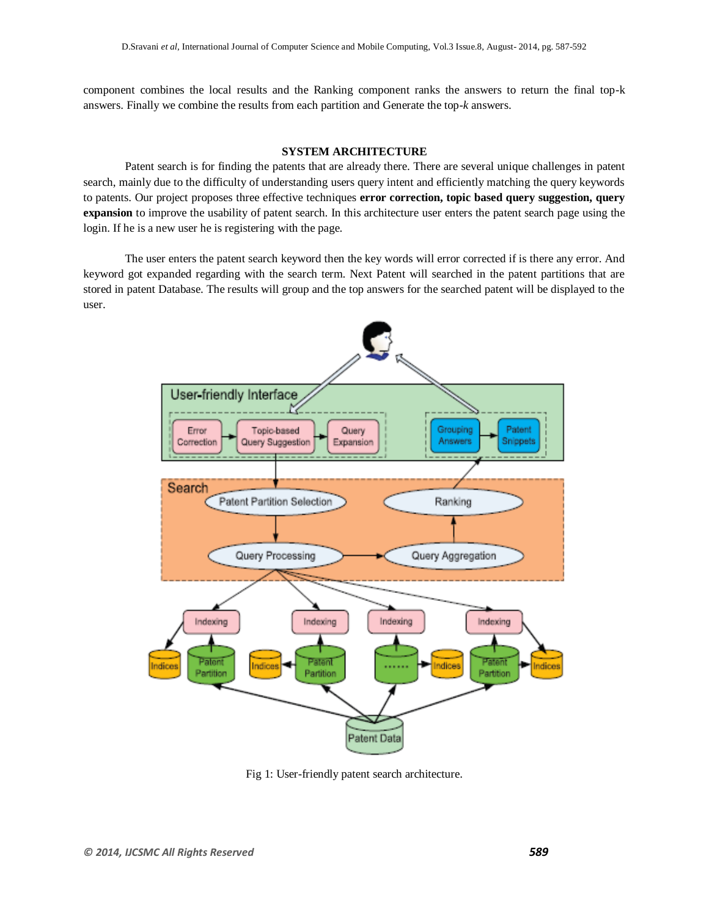component combines the local results and the Ranking component ranks the answers to return the final top-k answers. Finally we combine the results from each partition and Generate the top-*k* answers.

## SYSTEM ARCHITECTURE

Patent search is for finding the patents that are already there. There are several unique challenges in patent search, mainly due to the difficulty of understanding users query intent and efficiently matching the query keywords to patents. Our project proposes three effective techniques **error correction, topic based query suggestion, query expansion** to improve the usability of patent search. In this architecture user enters the patent search page using the login. If he is a new user he is registering with the page.

The user enters the patent search keyword then the key words will error corrected if is there any error. And keyword got expanded regarding with the search term. Next Patent will searched in the patent partitions that are stored in patent Database. The results will group and the top answers for the searched patent will be displayed to the user.

Fig 1: User-friendly patent search architecture.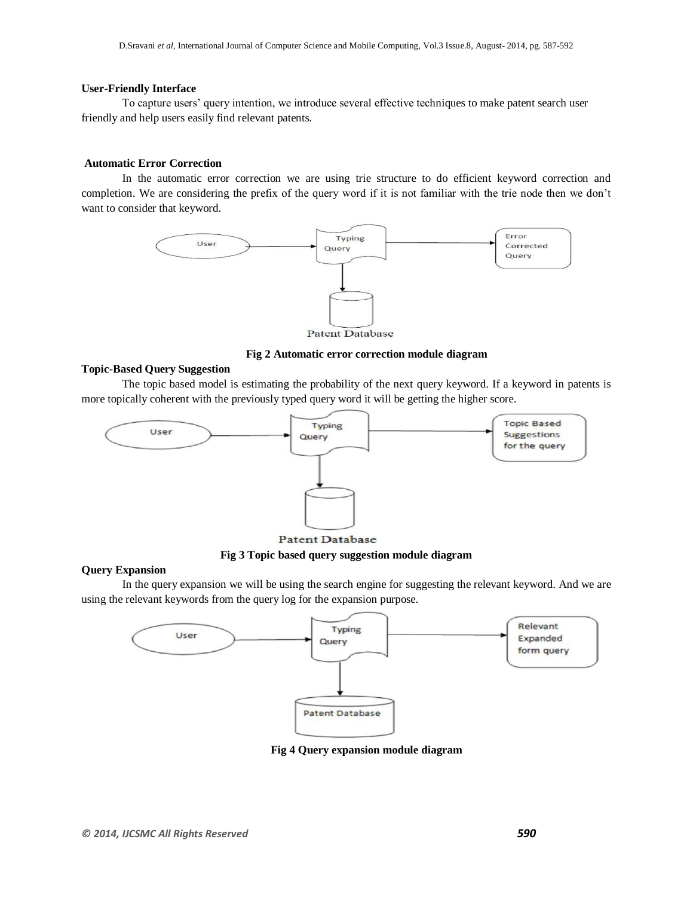**User-Friendly Interface**

To capture users' query intention, we introduce several effective techniques to make patent search user friendly and help users easily find relevant patents.

**Automatic Error Correction**

In the automatic error correction we are using trie structure to do efficient keyword correction and completion. We are considering the prefix of the query word if it is not familiar with the trie node then we don't want to consider that keyword.

**Fig 2 Automatic error correction module diagram**

**Topic-Based Query Suggestion**

The topic based model is estimating the probability of the next query keyword. If a keyword in patents is more topically coherent with the previously typed query word it will be getting the higher score.

**Fig 3 Topic based query suggestion module diagram**

**Query Expansion**

In the query expansion we will be using the search engine for suggesting the relevant keyword. And we are using the relevant keywords from the query log for the expansion purpose.

**Fig 4 Query expansion module diagram**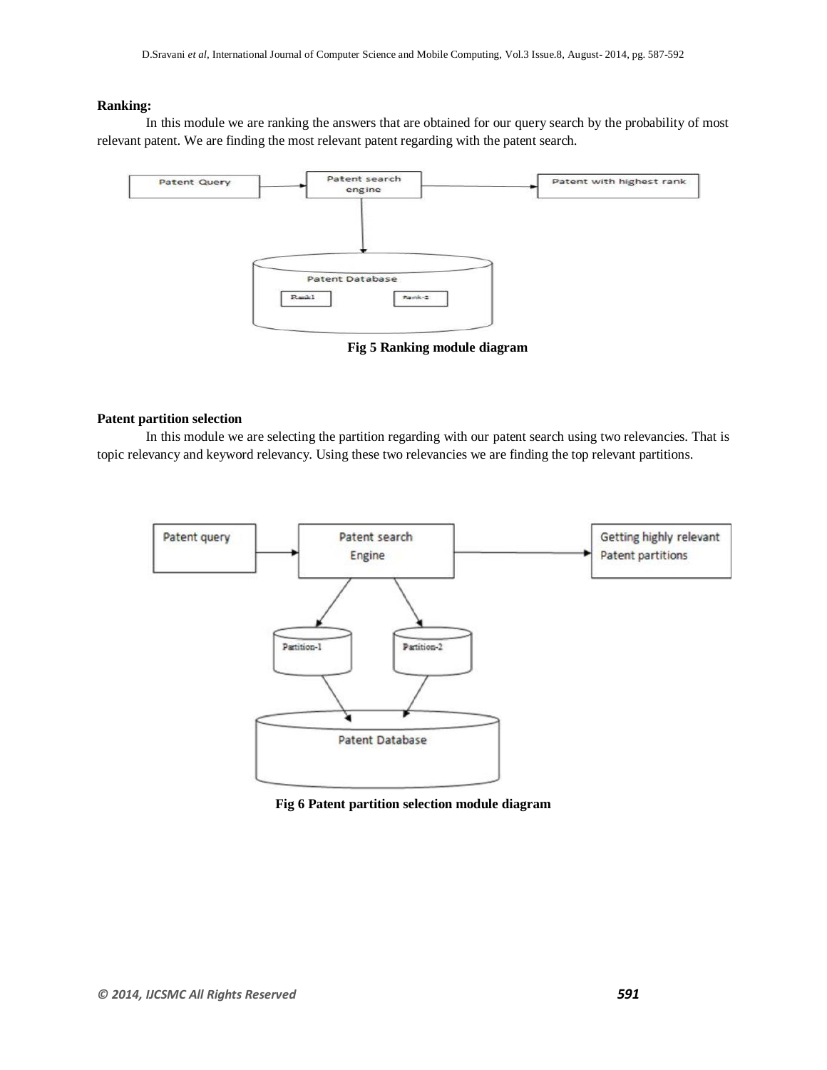**Ranking:**

In this module we are ranking the answers that are obtained for our query search by the probability of most relevant patent. We are finding the most relevant patent regarding with the patent search.

Fig 5 Ranking module diagram

**Patent partition selection**

In this module we are selecting the partition regarding with our patent search using two relevancies. That is topic relevancy and keyword relevancy. Using these two relevancies we are finding the top relevant partitions.

Fig 6 Patent partition selection module diagram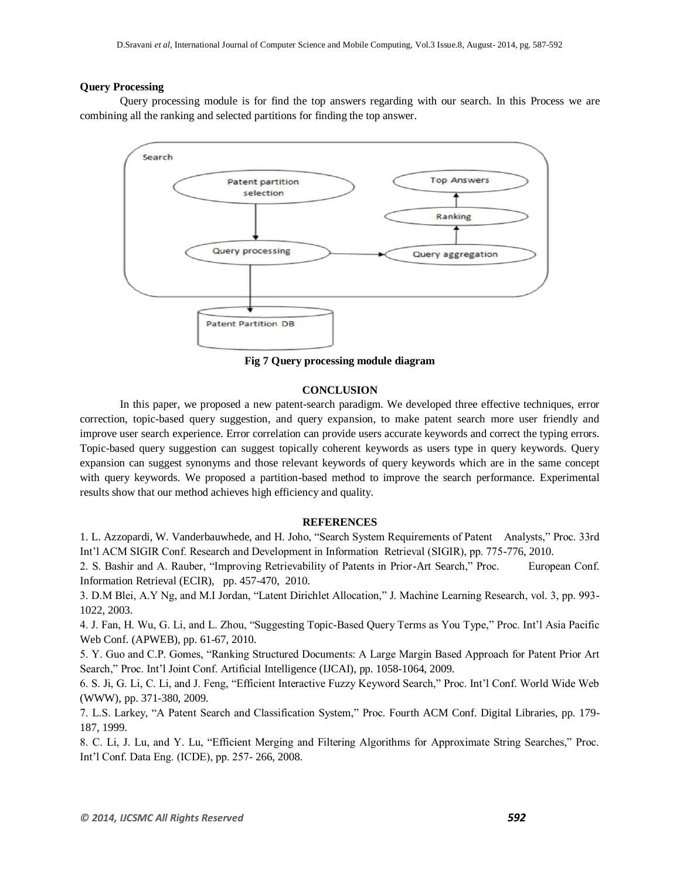**Query Processing**

Query processing module is for find the top answers regarding with our search. In this Process we are combining all the ranking and selected partitions for finding the top answer.

Search

Patent partition selection

Query processing

Query aggregation

Ranking

Top Answers

Patent Partition DB

**Fig 7 Query processing module diagram**

**CONCLUSION**

In this paper, we proposed a new patent-search paradigm. We developed three effective techniques, error correction, topic-based query suggestion, and query expansion, to make patent search more user friendly and improve user search experience. Error correlation can provide users accurate keywords and correct the typing errors. Topic-based query suggestion can suggest topically coherent keywords as users type in query keywords. Query expansion can suggest synonyms and those relevant keywords of query keywords which are in the same concept with query keywords. We proposed a partition-based method to improve the search performance. Experimental results show that our method achieves high efficiency and quality.

**REFERENCES**

1. L. Azzopardi, W. Vanderbauwhede, and H. Joho, "Search System Requirements of Patent Analysts," Proc. 33rd Int'l ACM SIGIR Conf. Research and Development in Information Retrieval (SIGIR), pp. 775-776, 2010.
2. S. Bashir and A. Rauber, "Improving Retrievability of Patents in Prior-Art Search," Proc. European Conf. Information Retrieval (ECIR), pp. 457-470, 2010.
3. D.M Blei, A.Y Ng, and M.I Jordan, "Latent Dirichlet Allocation," J. Machine Learning Research, vol. 3, pp. 993-1022, 2003.
4. J. Fan, H. Wu, G. Li, and L. Zhou, "Suggesting Topic-Based Query Terms as You Type," Proc. Int'l Asia Pacific Web Conf. (APWEB), pp. 61-67, 2010.
5. Y. Guo and C.P. Gomes, "Ranking Structured Documents: A Large Margin Based Approach for Patent Prior Art Search," Proc. Int'l Joint Conf. Artificial Intelligence (IJCAI), pp. 1058-1064, 2009.
6. S. Ji, G. Li, C. Li, and J. Feng, "Efficient Interactive Fuzzy Keyword Search," Proc. Int'l Conf. World Wide Web (WWW), pp. 371-380, 2009.
7. L.S. Larkey, "A Patent Search and Classification System," Proc. Fourth ACM Conf. Digital Libraries, pp. 179-187, 1999.
8. C. Li, J. Lu, and Y. Lu, "Efficient Merging and Filtering Algorithms for Approximate String Searches," Proc. Int'l Conf. Data Eng. (ICDE), pp. 257- 266, 2008.